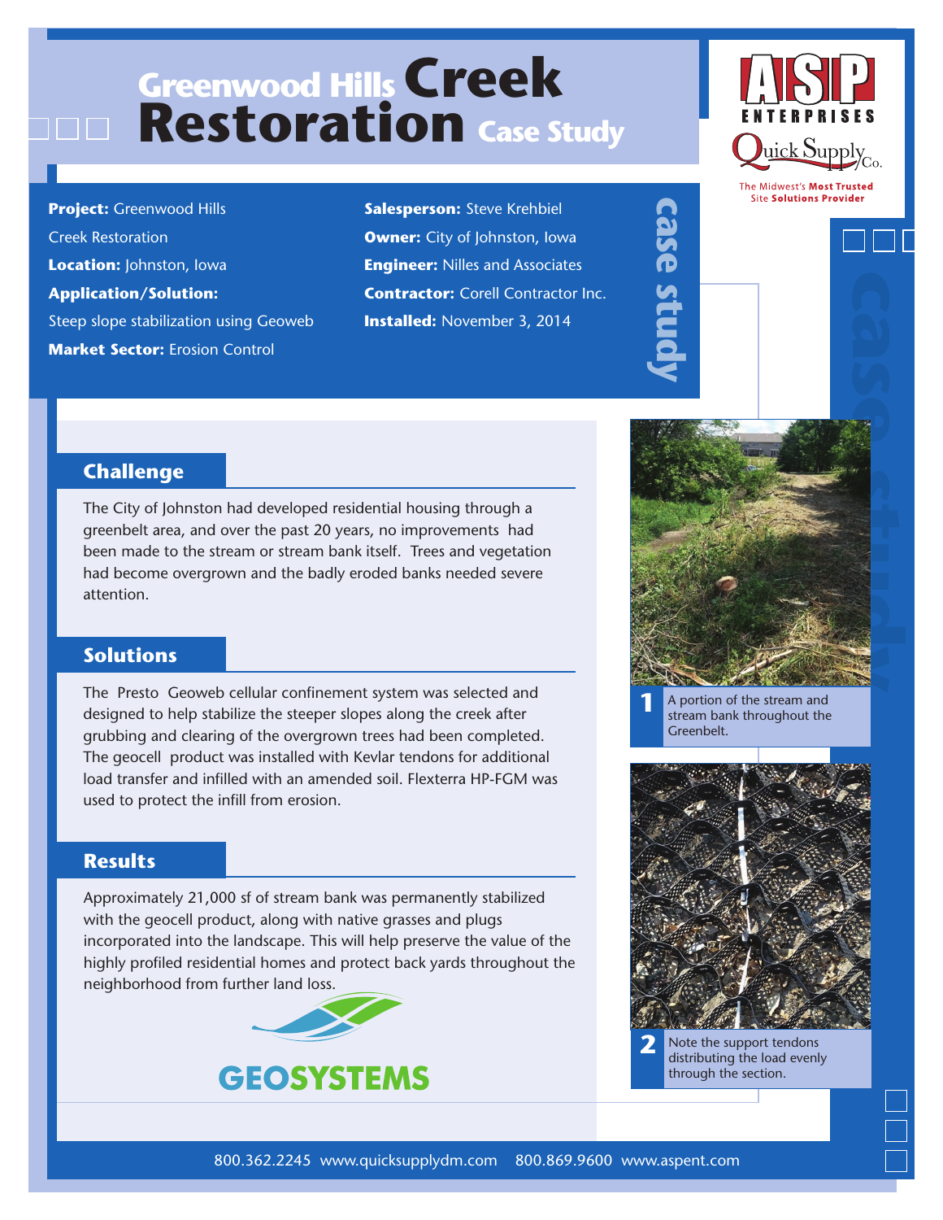# Greenwood Hills Creek Restoration Case Study

ASP ENTERPRISES
Quick Supply Co.
The Midwest's **Most Trusted** Site **Solutions Provider**

**Project:** Greenwood Hills Creek Restoration
**Location:** Johnston, Iowa
**Application/Solution:** Steep slope stabilization using Geoweb
**Market Sector:** Erosion Control

**Salesperson:** Steve Krehbiel
**Owner:** City of Johnston, Iowa
**Engineer:** Nilles and Associates
**Contractor:** Corell Contractor Inc.
**Installed:** November 3, 2014

## Challenge

The City of Johnston had developed residential housing through a greenbelt area, and over the past 20 years, no improvements had been made to the stream or stream bank itself. Trees and vegetation had become overgrown and the badly eroded banks needed severe attention.

## Solutions

The Presto Geoweb cellular confinement system was selected and designed to help stabilize the steeper slopes along the creek after grubbing and clearing of the overgrown trees had been completed. The geocell product was installed with Kevlar tendons for additional load transfer and infilled with an amended soil. Flexterra HP-FGM was used to protect the infill from erosion.

## Results

Approximately 21,000 sf of stream bank was permanently stabilized with the geocell product, along with native grasses and plugs incorporated into the landscape. This will help preserve the value of the highly profiled residential homes and protect back yards throughout the neighborhood from further land loss.

GEOSYSTEMS

**1** A portion of the stream and stream bank throughout the Greenbelt.

**2** Note the support tendons distributing the load evenly through the section.

800.362.2245 www.quicksupplydm.com 800.869.9600 www.aspent.com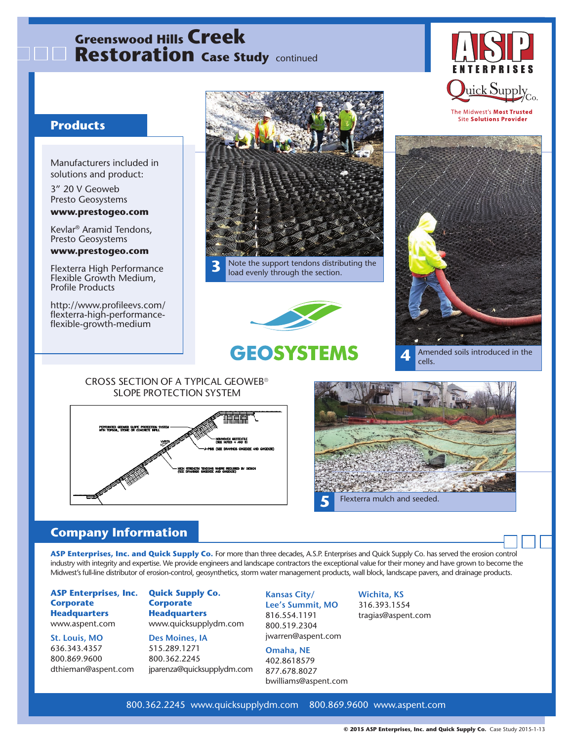# Greenswood Hills Creek Restoration Case Study continued

ASP ENTERPRISES
Quick Supply Co.
The Midwest's **Most Trusted** Site **Solutions Provider**

## Products

Manufacturers included in solutions and product:

3" 20 V Geoweb
Presto Geosystems
**www.prestogeo.com**

Kevlar® Aramid Tendons,
Presto Geosystems
**www.prestogeo.com**

Flexterra High Performance Flexible Growth Medium, Profile Products

http://www.profileevs.com/flexterra-high-performance-flexible-growth-medium

**3** Note the support tendons distributing the load evenly through the section.

GEOSYSTEMS

**4** Amended soils introduced in the cells.

CROSS SECTION OF A TYPICAL GEOWEB® SLOPE PROTECTION SYSTEM

PERFORATED GEOWEB SLOPE PROTECTION SYSTEM WITH TOPSOIL, STONE OR CONCRETE INFILL
VARIES
NONWOVEN GEOTEXTILE (SEE NOTES 4 AND 5)
J-PINS (SEE DRAWINGS GWGE06C AND GWGE06E)
HIGH STRENGTH TENDONS WHERE REQUIRED BY DESIGN (SEE DRAWINGS GWGE06C AND GWGE06E)

**5** Flexterra mulch and seeded.

## Company Information

**ASP Enterprises, Inc. and Quick Supply Co.** For more than three decades, A.S.P. Enterprises and Quick Supply Co. has served the erosion control industry with integrity and expertise. We provide engineers and landscape contractors the exceptional value for their money and have grown to become the Midwest's full-line distributor of erosion-control, geosynthetics, storm water management products, wall block, landscape pavers, and drainage products.

**ASP Enterprises, Inc. Corporate Headquarters**
www.aspent.com

**St. Louis, MO**
636.343.4357
800.869.9600
dthieman@aspent.com

**Quick Supply Co. Corporate Headquarters**
www.quicksupplydm.com

**Des Moines, IA**
515.289.1271
800.362.2245
jparenza@quicksupplydm.com

**Kansas City/ Lee's Summit, MO**
816.554.1191
800.519.2304
jwarren@aspent.com

**Omaha, NE**
402.8618579
877.678.8027
bwilliams@aspent.com

**Wichita, KS**
316.393.1554
tragias@aspent.com

800.362.2245 www.quicksupplydm.com 800.869.9600 www.aspent.com

**© 2015 ASP Enterprises, Inc. and Quick Supply Co.** Case Study 2015-1-13